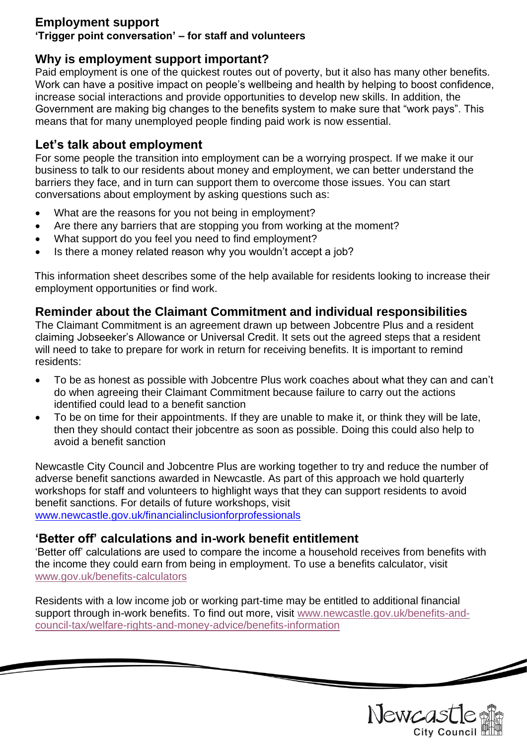# Employment support

**'Trigger point conversation' – for staff and volunteers**

## Why is employment support important?

Paid employment is one of the quickest routes out of poverty, but it also has many other benefits. Work can have a positive impact on people's wellbeing and health by helping to boost confidence, increase social interactions and provide opportunities to develop new skills. In addition, the Government are making big changes to the benefits system to make sure that "work pays". This means that for many unemployed people finding paid work is now essential.

## Let's talk about employment

For some people the transition into employment can be a worrying prospect. If we make it our business to talk to our residents about money and employment, we can better understand the barriers they face, and in turn can support them to overcome those issues. You can start conversations about employment by asking questions such as:

- What are the reasons for you not being in employment?
- Are there any barriers that are stopping you from working at the moment?
- What support do you feel you need to find employment?
- Is there a money related reason why you wouldn't accept a job?

This information sheet describes some of the help available for residents looking to increase their employment opportunities or find work.

## Reminder about the Claimant Commitment and individual responsibilities

The Claimant Commitment is an agreement drawn up between Jobcentre Plus and a resident claiming Jobseeker's Allowance or Universal Credit. It sets out the agreed steps that a resident will need to take to prepare for work in return for receiving benefits. It is important to remind residents:

- To be as honest as possible with Jobcentre Plus work coaches about what they can and can't do when agreeing their Claimant Commitment because failure to carry out the actions identified could lead to a benefit sanction
- To be on time for their appointments. If they are unable to make it, or think they will be late, then they should contact their jobcentre as soon as possible. Doing this could also help to avoid a benefit sanction

Newcastle City Council and Jobcentre Plus are working together to try and reduce the number of adverse benefit sanctions awarded in Newcastle. As part of this approach we hold quarterly workshops for staff and volunteers to highlight ways that they can support residents to avoid benefit sanctions. For details of future workshops, visit www.newcastle.gov.uk/financialinclusionforprofessionals

## 'Better off' calculations and in-work benefit entitlement

'Better off' calculations are used to compare the income a household receives from benefits with the income they could earn from being in employment. To use a benefits calculator, visit www.gov.uk/benefits-calculators

Residents with a low income job or working part-time may be entitled to additional financial support through in-work benefits. To find out more, visit www.newcastle.gov.uk/benefits-and-council-tax/welfare-rights-and-money-advice/benefits-information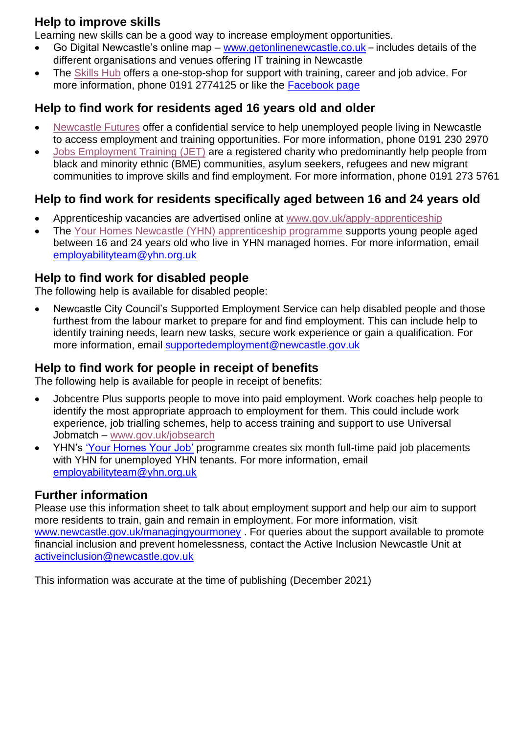## Help to improve skills

Learning new skills can be a good way to increase employment opportunities.

- Go Digital Newcastle's online map – www.getonlinenewcastle.co.uk – includes details of the different organisations and venues offering IT training in Newcastle
- The Skills Hub offers a one-stop-shop for support with training, career and job advice. For more information, phone 0191 2774125 or like the Facebook page

## Help to find work for residents aged 16 years old and older

- Newcastle Futures offer a confidential service to help unemployed people living in Newcastle to access employment and training opportunities. For more information, phone 0191 230 2970
- Jobs Employment Training (JET) are a registered charity who predominantly help people from black and minority ethnic (BME) communities, asylum seekers, refugees and new migrant communities to improve skills and find employment. For more information, phone 0191 273 5761

## Help to find work for residents specifically aged between 16 and 24 years old

- Apprenticeship vacancies are advertised online at www.gov.uk/apply-apprenticeship
- The Your Homes Newcastle (YHN) apprenticeship programme supports young people aged between 16 and 24 years old who live in YHN managed homes. For more information, email employabilityteam@yhn.org.uk

## Help to find work for disabled people

The following help is available for disabled people:

- Newcastle City Council's Supported Employment Service can help disabled people and those furthest from the labour market to prepare for and find employment. This can include help to identify training needs, learn new tasks, secure work experience or gain a qualification. For more information, email supportedemployment@newcastle.gov.uk

## Help to find work for people in receipt of benefits

The following help is available for people in receipt of benefits:

- Jobcentre Plus supports people to move into paid employment. Work coaches help people to identify the most appropriate approach to employment for them. This could include work experience, job trialling schemes, help to access training and support to use Universal Jobmatch – www.gov.uk/jobsearch
- YHN's 'Your Homes Your Job' programme creates six month full-time paid job placements with YHN for unemployed YHN tenants. For more information, email employabilityteam@yhn.org.uk

## Further information

Please use this information sheet to talk about employment support and help our aim to support more residents to train, gain and remain in employment. For more information, visit www.newcastle.gov.uk/managingyourmoney . For queries about the support available to promote financial inclusion and prevent homelessness, contact the Active Inclusion Newcastle Unit at activeinclusion@newcastle.gov.uk

This information was accurate at the time of publishing (December 2021)